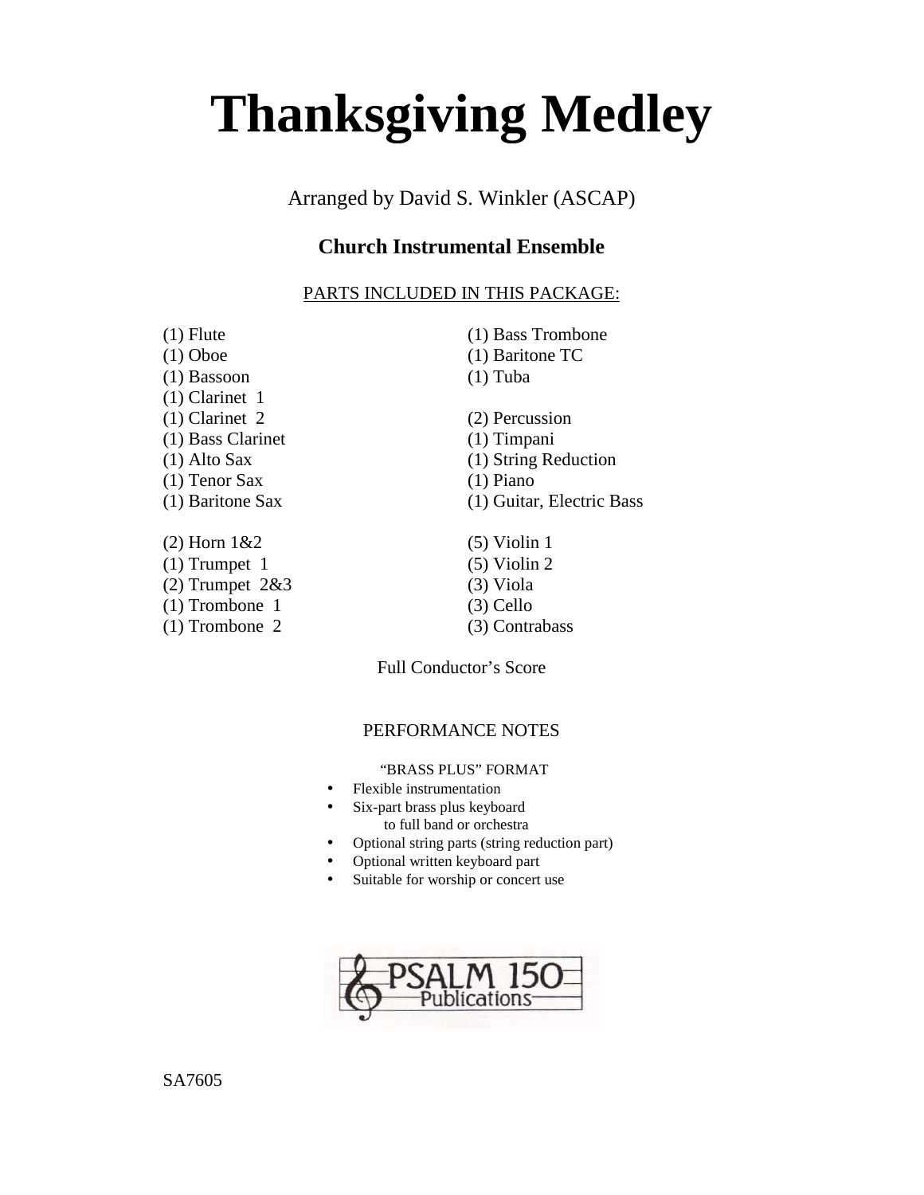# Thanksgiving Medley

Arranged by David S. Winkler (ASCAP)

**Church Instrumental Ensemble**

PARTS INCLUDED IN THIS PACKAGE:

(1) Flute
(1) Oboe
(1) Bassoon
(1) Clarinet 1
(1) Clarinet 2
(1) Bass Clarinet
(1) Alto Sax
(1) Tenor Sax
(1) Baritone Sax

(2) Horn 1&2
(1) Trumpet 1
(2) Trumpet 2&3
(1) Trombone 1
(1) Trombone 2

(1) Bass Trombone
(1) Baritone TC
(1) Tuba

(2) Percussion
(1) Timpani
(1) String Reduction
(1) Piano
(1) Guitar, Electric Bass

(5) Violin 1
(5) Violin 2
(3) Viola
(3) Cello
(3) Contrabass

Full Conductor's Score

PERFORMANCE NOTES

"BRASS PLUS" FORMAT

- Flexible instrumentation
- Six-part brass plus keyboard to full band or orchestra
- Optional string parts (string reduction part)
- Optional written keyboard part
- Suitable for worship or concert use

PSALM 150 Publications

SA7605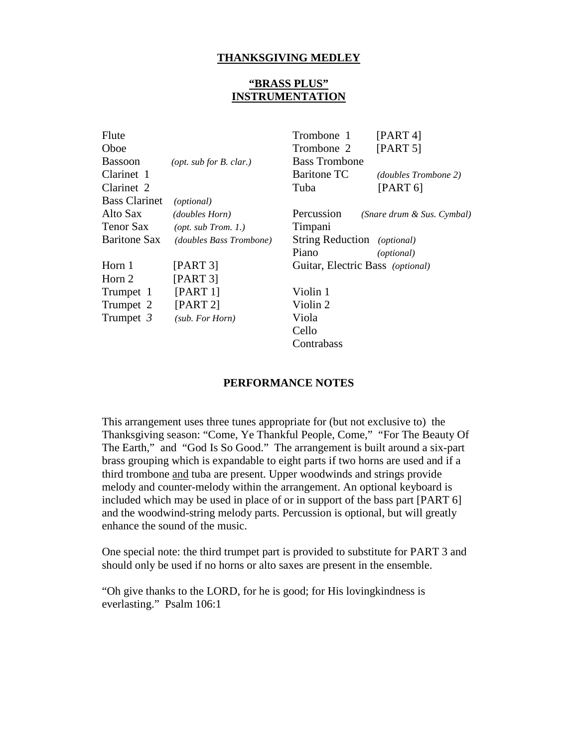# THANKSGIVING MEDLEY

## "BRASS PLUS" INSTRUMENTATION

| | | | |
|---|---|---|---|
| Flute | | Trombone 1 | [PART 4] |
| Oboe | | Trombone 2 | [PART 5] |
| Bassoon | *(opt. sub for B. clar.)* | Bass Trombone | |
| Clarinet 1 | | Baritone TC | *(doubles Trombone 2)* |
| Clarinet 2 | | Tuba | [PART 6] |
| Bass Clarinet | *(optional)* | | |
| Alto Sax | *(doubles Horn)* | Percussion | *(Snare drum & Sus. Cymbal)* |
| Tenor Sax | *(opt. sub Trom. 1.)* | Timpani | |
| Baritone Sax | *(doubles Bass Trombone)* | String Reduction | *(optional)* |
| | | Piano | *(optional)* |
| Horn 1 | [PART 3] | Guitar, Electric Bass *(optional)* | |
| Horn 2 | [PART 3] | | |
| Trumpet 1 | [PART 1] | Violin 1 | |
| Trumpet 2 | [PART 2] | Violin 2 | |
| Trumpet *3* | *(sub. For Horn)* | Viola | |
| | | Cello | |
| | | Contrabass | |

## PERFORMANCE NOTES

This arrangement uses three tunes appropriate for (but not exclusive to) the Thanksgiving season: "Come, Ye Thankful People, Come," "For The Beauty Of The Earth," and "God Is So Good." The arrangement is built around a six-part brass grouping which is expandable to eight parts if two horns are used and if a third trombone and tuba are present. Upper woodwinds and strings provide melody and counter-melody within the arrangement. An optional keyboard is included which may be used in place of or in support of the bass part [PART 6] and the woodwind-string melody parts. Percussion is optional, but will greatly enhance the sound of the music.

One special note: the third trumpet part is provided to substitute for PART 3 and should only be used if no horns or alto saxes are present in the ensemble.

"Oh give thanks to the LORD, for he is good; for His lovingkindness is everlasting." Psalm 106:1